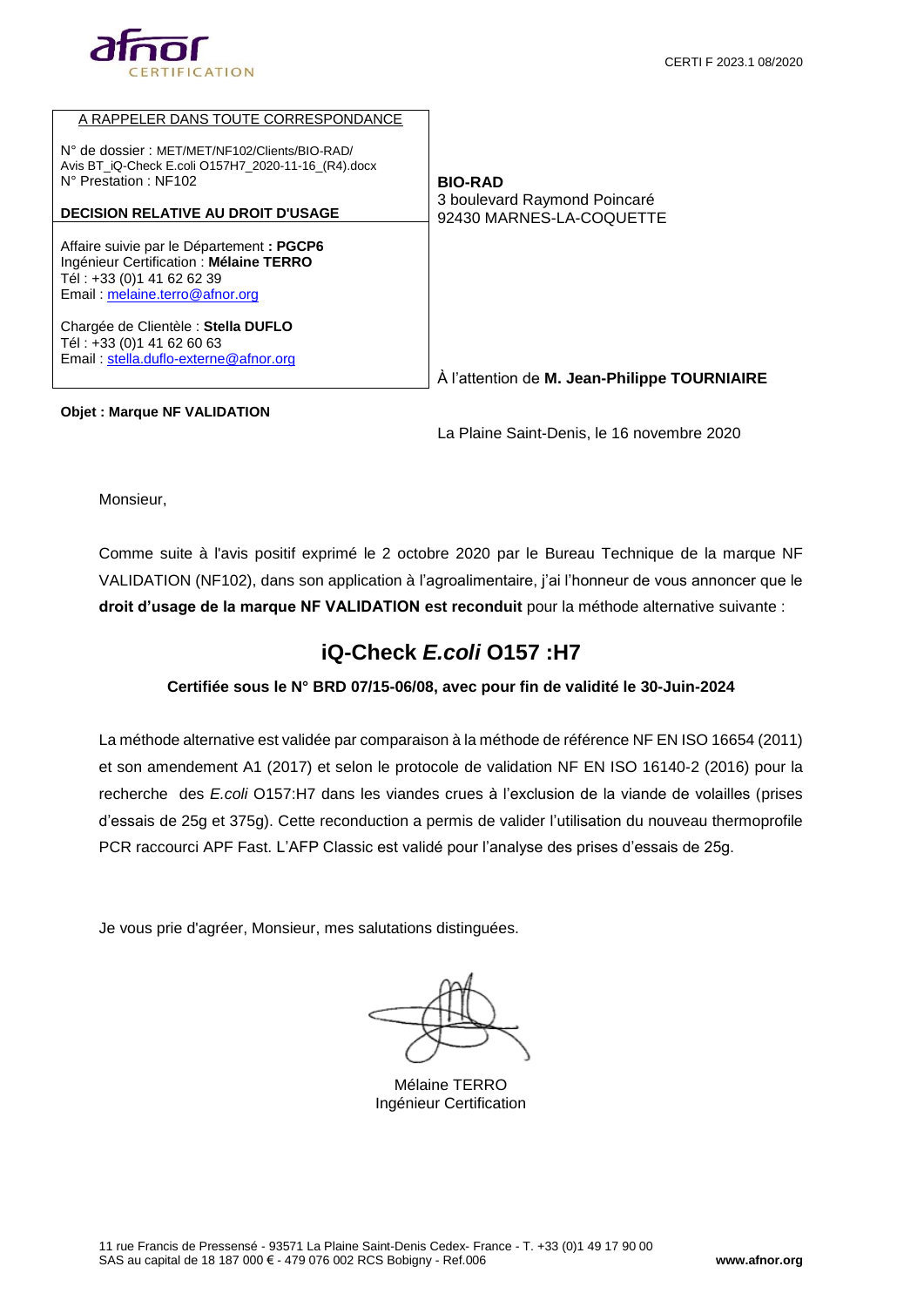afnor CERTIFICATION

CERTI F 2023.1 08/2020

A RAPPELER DANS TOUTE CORRESPONDANCE

N° de dossier : MET/MET/NF102/Clients/BIO-RAD/
Avis BT_iQ-Check E.coli O157H7_2020-11-16_(R4).docx
N° Prestation : NF102

**DECISION RELATIVE AU DROIT D'USAGE**

Affaire suivie par le Département **: PGCP6**
Ingénieur Certification : **Mélaine TERRO**
Tél : +33 (0)1 41 62 62 39
Email : melaine.terro@afnor.org

Chargée de Clientèle : **Stella DUFLO**
Tél : +33 (0)1 41 62 60 63
Email : stella.duflo-externe@afnor.org

**BIO-RAD**
3 boulevard Raymond Poincaré
92430 MARNES-LA-COQUETTE

À l'attention de **M. Jean-Philippe TOURNIAIRE**

**Objet : Marque NF VALIDATION**

La Plaine Saint-Denis, le 16 novembre 2020

Monsieur,

Comme suite à l'avis positif exprimé le 2 octobre 2020 par le Bureau Technique de la marque NF VALIDATION (NF102), dans son application à l'agroalimentaire, j'ai l'honneur de vous annoncer que le **droit d'usage de la marque NF VALIDATION est reconduit** pour la méthode alternative suivante :

## iQ-Check *E.coli* O157 :H7

**Certifiée sous le N° BRD 07/15-06/08, avec pour fin de validité le 30-Juin-2024**

La méthode alternative est validée par comparaison à la méthode de référence NF EN ISO 16654 (2011) et son amendement A1 (2017) et selon le protocole de validation NF EN ISO 16140-2 (2016) pour la recherche des *E.coli* O157:H7 dans les viandes crues à l'exclusion de la viande de volailles (prises d'essais de 25g et 375g). Cette reconduction a permis de valider l'utilisation du nouveau thermoprofile PCR raccourci APF Fast. L'AFP Classic est validé pour l'analyse des prises d'essais de 25g.

Je vous prie d'agréer, Monsieur, mes salutations distinguées.

Mélaine TERRO
Ingénieur Certification

11 rue Francis de Pressensé - 93571 La Plaine Saint-Denis Cedex- France - T. +33 (0)1 49 17 90 00
SAS au capital de 18 187 000 € - 479 076 002 RCS Bobigny - Ref.006 www.afnor.org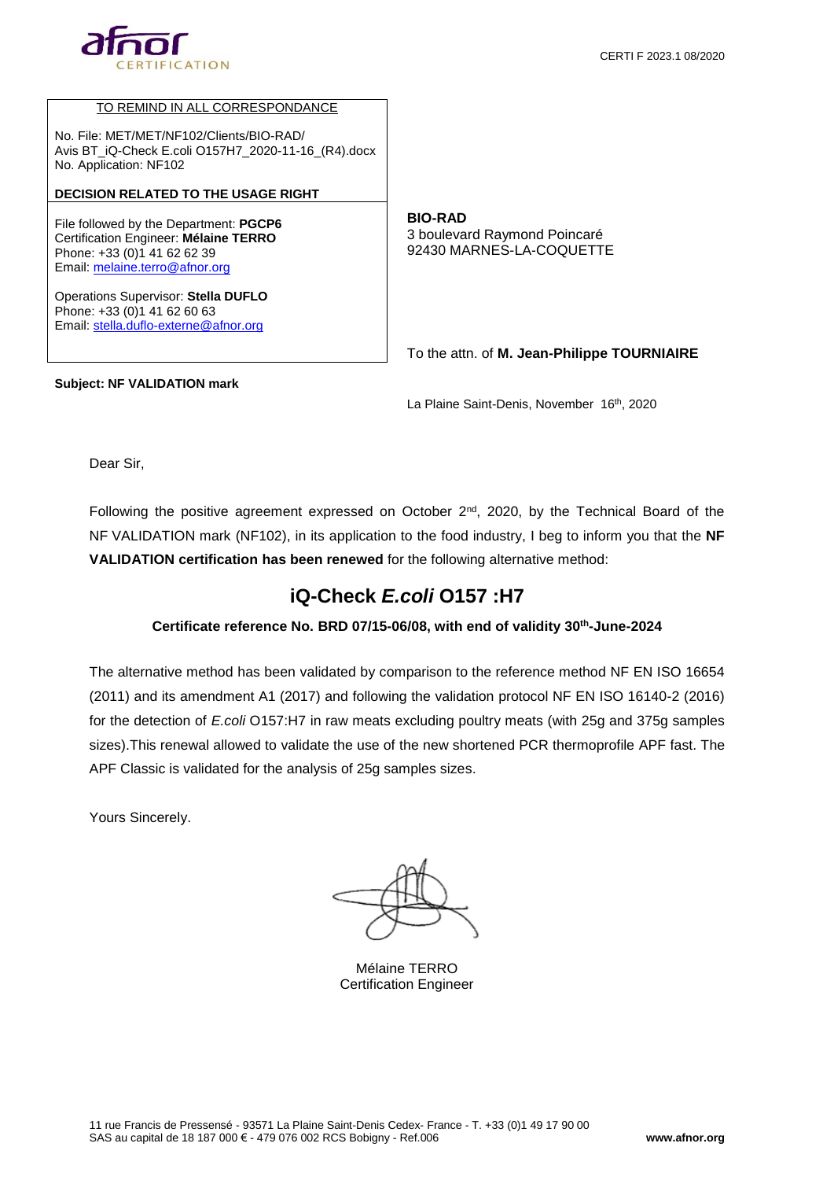afnor CERTIFICATION

CERTI F 2023.1 08/2020

TO REMIND IN ALL CORRESPONDANCE

No. File: MET/MET/NF102/Clients/BIO-RAD/
Avis BT_iQ-Check E.coli O157H7_2020-11-16_(R4).docx
No. Application: NF102

**DECISION RELATED TO THE USAGE RIGHT**

File followed by the Department: **PGCP6**
Certification Engineer: **Mélaine TERRO**
Phone: +33 (0)1 41 62 62 39
Email: melaine.terro@afnor.org

Operations Supervisor: **Stella DUFLO**
Phone: +33 (0)1 41 62 60 63
Email: stella.duflo-externe@afnor.org

**BIO-RAD**
3 boulevard Raymond Poincaré
92430 MARNES-LA-COQUETTE

To the attn. of **M. Jean-Philippe TOURNIAIRE**

**Subject: NF VALIDATION mark**

La Plaine Saint-Denis, November 16th, 2020

Dear Sir,

Following the positive agreement expressed on October 2nd, 2020, by the Technical Board of the NF VALIDATION mark (NF102), in its application to the food industry, I beg to inform you that the **NF VALIDATION certification has been renewed** for the following alternative method:

## iQ-Check *E.coli* O157 :H7

**Certificate reference No. BRD 07/15-06/08, with end of validity 30th-June-2024**

The alternative method has been validated by comparison to the reference method NF EN ISO 16654 (2011) and its amendment A1 (2017) and following the validation protocol NF EN ISO 16140-2 (2016) for the detection of *E.coli* O157:H7 in raw meats excluding poultry meats (with 25g and 375g samples sizes).This renewal allowed to validate the use of the new shortened PCR thermoprofile APF fast. The APF Classic is validated for the analysis of 25g samples sizes.

Yours Sincerely.

Mélaine TERRO
Certification Engineer

11 rue Francis de Pressensé - 93571 La Plaine Saint-Denis Cedex- France - T. +33 (0)1 49 17 90 00
SAS au capital de 18 187 000 € - 479 076 002 RCS Bobigny - Ref.006

www.afnor.org